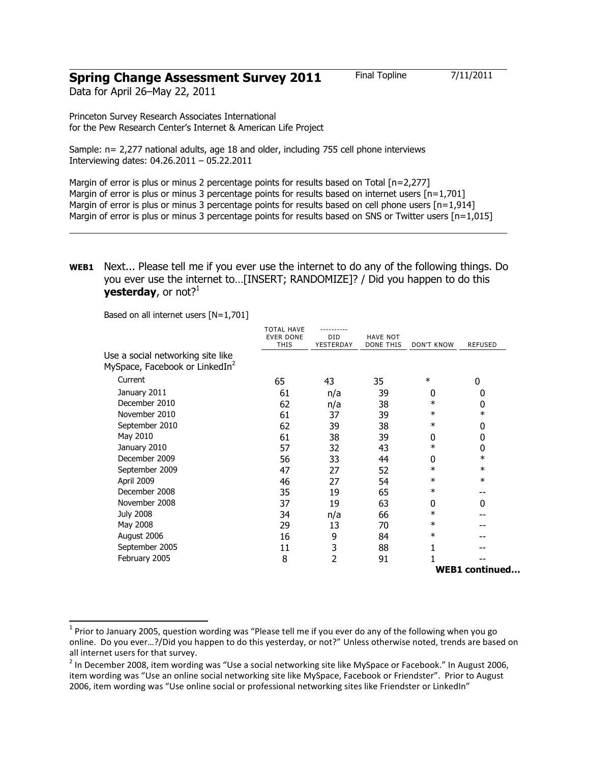# Spring Change Assessment Survey 2011

Final Topline 7/11/2011

Data for April 26–May 22, 2011

Princeton Survey Research Associates International
for the Pew Research Center's Internet & American Life Project

Sample: n= 2,277 national adults, age 18 and older, including 755 cell phone interviews
Interviewing dates: 04.26.2011 – 05.22.2011

Margin of error is plus or minus 2 percentage points for results based on Total [n=2,277]
Margin of error is plus or minus 3 percentage points for results based on internet users [n=1,701]
Margin of error is plus or minus 3 percentage points for results based on cell phone users [n=1,914]
Margin of error is plus or minus 3 percentage points for results based on SNS or Twitter users [n=1,015]

---

**WEB1** Next... Please tell me if you ever use the internet to do any of the following things. Do you ever use the internet to…[INSERT; RANDOMIZE]? / Did you happen to do this **yesterday**, or not?[1]

Based on all internet users [N=1,701]

| | TOTAL HAVE EVER DONE THIS | ---------- DID YESTERDAY | HAVE NOT DONE THIS | DON'T KNOW | REFUSED |
|---|---|---|---|---|---|
| Use a social networking site like MySpace, Facebook or LinkedIn[2] | | | | | |
| Current | 65 | 43 | 35 | * | 0 |
| January 2011 | 61 | n/a | 39 | 0 | 0 |
| December 2010 | 62 | n/a | 38 | * | 0 |
| November 2010 | 61 | 37 | 39 | * | * |
| September 2010 | 62 | 39 | 38 | * | 0 |
| May 2010 | 61 | 38 | 39 | 0 | 0 |
| January 2010 | 57 | 32 | 43 | * | 0 |
| December 2009 | 56 | 33 | 44 | 0 | * |
| September 2009 | 47 | 27 | 52 | * | * |
| April 2009 | 46 | 27 | 54 | * | * |
| December 2008 | 35 | 19 | 65 | * | -- |
| November 2008 | 37 | 19 | 63 | 0 | 0 |
| July 2008 | 34 | n/a | 66 | * | -- |
| May 2008 | 29 | 13 | 70 | * | -- |
| August 2006 | 16 | 9 | 84 | * | -- |
| September 2005 | 11 | 3 | 88 | 1 | -- |
| February 2005 | 8 | 2 | 91 | 1 | -- |

**WEB1 continued…**

[1] Prior to January 2005, question wording was "Please tell me if you ever do any of the following when you go online. Do you ever…?/Did you happen to do this yesterday, or not?" Unless otherwise noted, trends are based on all internet users for that survey.

[2] In December 2008, item wording was "Use a social networking site like MySpace or Facebook." In August 2006, item wording was "Use an online social networking site like MySpace, Facebook or Friendster". Prior to August 2006, item wording was "Use online social or professional networking sites like Friendster or LinkedIn"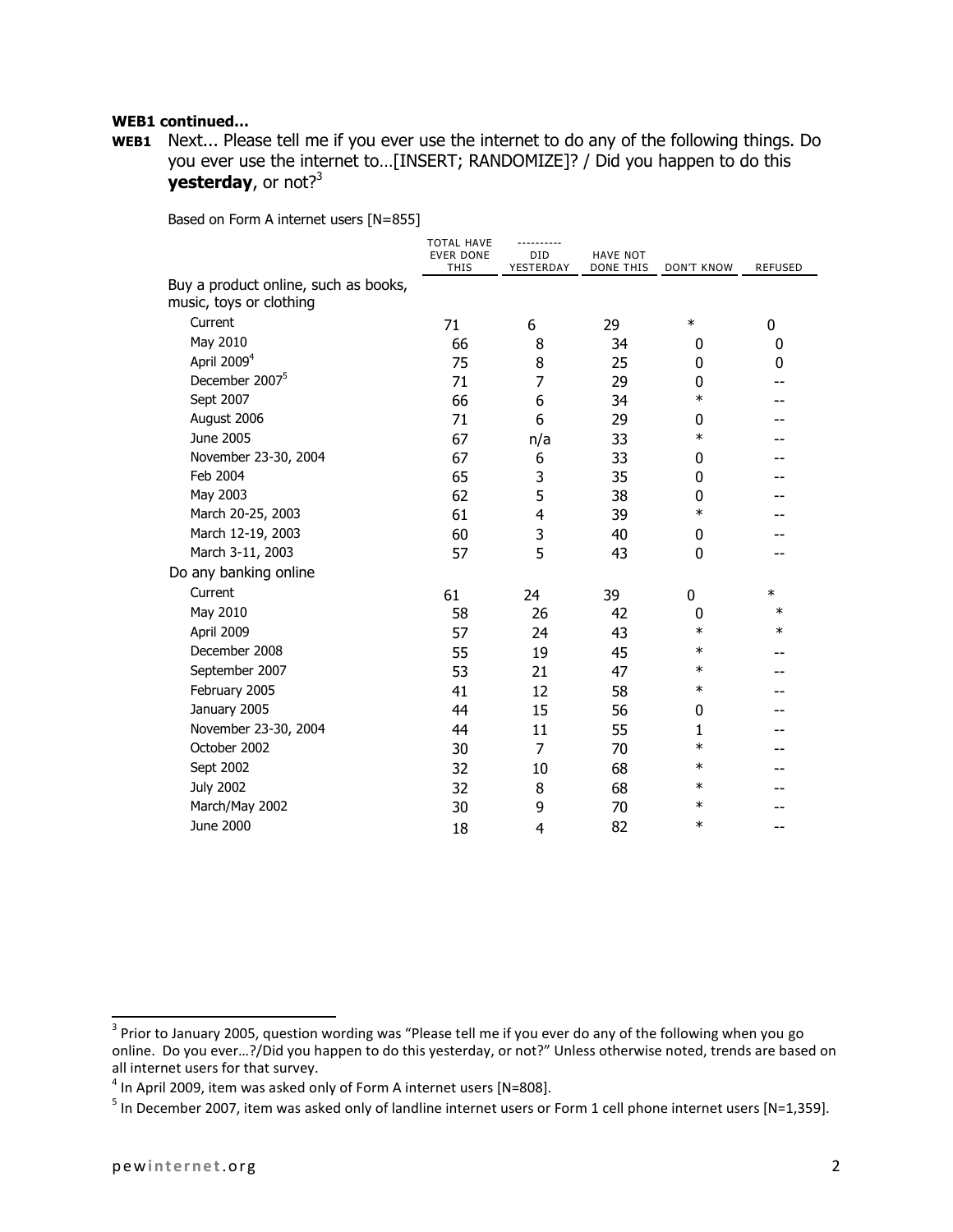**WEB1 continued...**

**WEB1** Next... Please tell me if you ever use the internet to do any of the following things. Do you ever use the internet to…[INSERT; RANDOMIZE]? / Did you happen to do this **yesterday**, or not?[3]

Based on Form A internet users [N=855]

| | TOTAL HAVE EVER DONE THIS | ---------- DID YESTERDAY | HAVE NOT DONE THIS | DON'T KNOW | REFUSED |
|---|---|---|---|---|---|
| Buy a product online, such as books, music, toys or clothing | | | | | |
| Current | 71 | 6 | 29 | * | 0 |
| May 2010 | 66 | 8 | 34 | 0 | 0 |
| April 2009[4] | 75 | 8 | 25 | 0 | 0 |
| December 2007[5] | 71 | 7 | 29 | 0 | -- |
| Sept 2007 | 66 | 6 | 34 | * | -- |
| August 2006 | 71 | 6 | 29 | 0 | -- |
| June 2005 | 67 | n/a | 33 | * | -- |
| November 23-30, 2004 | 67 | 6 | 33 | 0 | -- |
| Feb 2004 | 65 | 3 | 35 | 0 | -- |
| May 2003 | 62 | 5 | 38 | 0 | -- |
| March 20-25, 2003 | 61 | 4 | 39 | * | -- |
| March 12-19, 2003 | 60 | 3 | 40 | 0 | -- |
| March 3-11, 2003 | 57 | 5 | 43 | 0 | -- |
| Do any banking online | | | | | |
| Current | 61 | 24 | 39 | 0 | * |
| May 2010 | 58 | 26 | 42 | 0 | * |
| April 2009 | 57 | 24 | 43 | * | * |
| December 2008 | 55 | 19 | 45 | * | -- |
| September 2007 | 53 | 21 | 47 | * | -- |
| February 2005 | 41 | 12 | 58 | * | -- |
| January 2005 | 44 | 15 | 56 | 0 | -- |
| November 23-30, 2004 | 44 | 11 | 55 | 1 | -- |
| October 2002 | 30 | 7 | 70 | * | -- |
| Sept 2002 | 32 | 10 | 68 | * | -- |
| July 2002 | 32 | 8 | 68 | * | -- |
| March/May 2002 | 30 | 9 | 70 | * | -- |
| June 2000 | 18 | 4 | 82 | * | -- |

[3] Prior to January 2005, question wording was "Please tell me if you ever do any of the following when you go online. Do you ever…?/Did you happen to do this yesterday, or not?" Unless otherwise noted, trends are based on all internet users for that survey.

[4] In April 2009, item was asked only of Form A internet users [N=808].

[5] In December 2007, item was asked only of landline internet users or Form 1 cell phone internet users [N=1,359].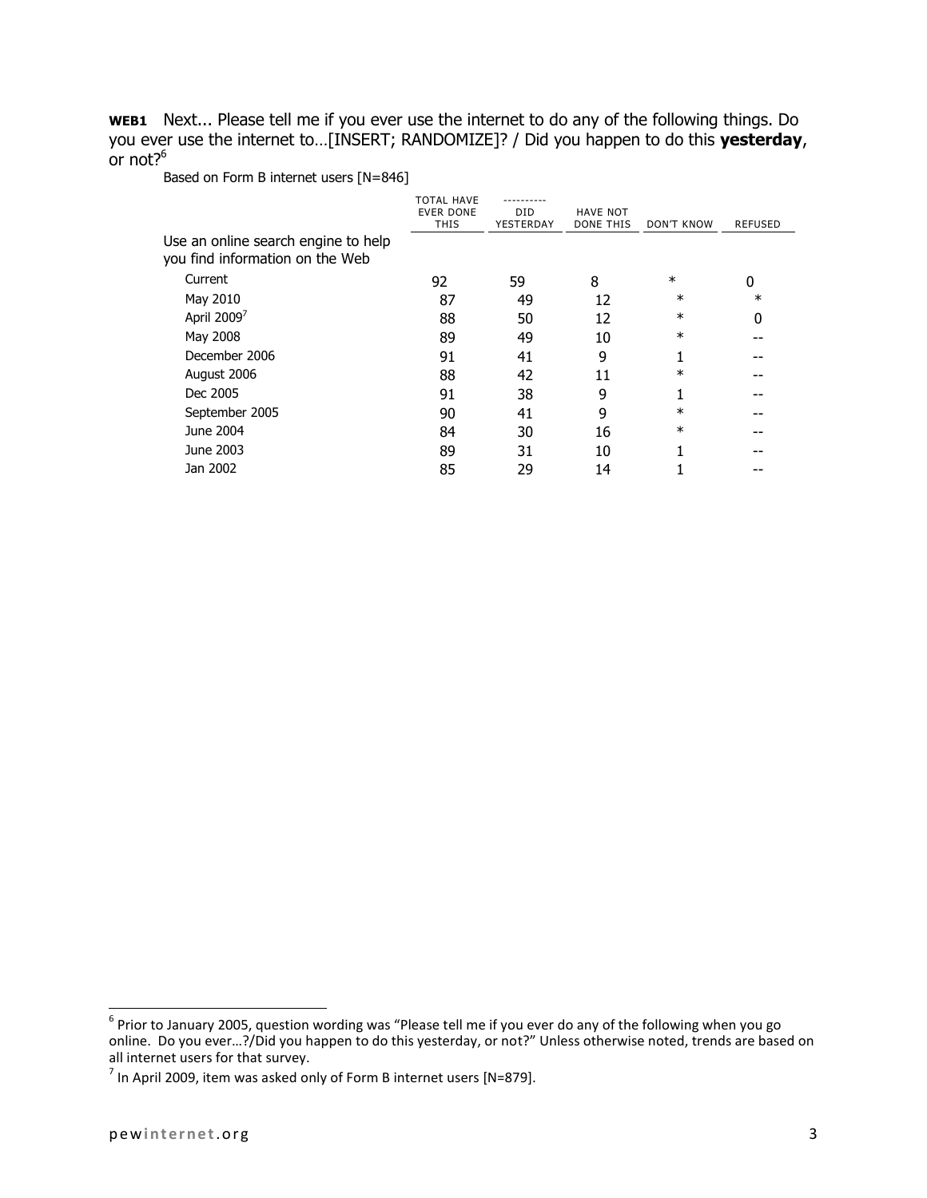**WEB1** Next... Please tell me if you ever use the internet to do any of the following things. Do you ever use the internet to…[INSERT; RANDOMIZE]? / Did you happen to do this **yesterday**, or not?[6]

Based on Form B internet users [N=846]

| | TOTAL HAVE EVER DONE THIS | ---------- DID YESTERDAY | HAVE NOT DONE THIS | DON'T KNOW | REFUSED |
|---|---|---|---|---|---|
| Use an online search engine to help you find information on the Web | | | | | |
| Current | 92 | 59 | 8 | * | 0 |
| May 2010 | 87 | 49 | 12 | * | * |
| April 2009[7] | 88 | 50 | 12 | * | 0 |
| May 2008 | 89 | 49 | 10 | * | -- |
| December 2006 | 91 | 41 | 9 | 1 | -- |
| August 2006 | 88 | 42 | 11 | * | -- |
| Dec 2005 | 91 | 38 | 9 | 1 | -- |
| September 2005 | 90 | 41 | 9 | * | -- |
| June 2004 | 84 | 30 | 16 | * | -- |
| June 2003 | 89 | 31 | 10 | 1 | -- |
| Jan 2002 | 85 | 29 | 14 | 1 | -- |

[6] Prior to January 2005, question wording was "Please tell me if you ever do any of the following when you go online. Do you ever…?/Did you happen to do this yesterday, or not?" Unless otherwise noted, trends are based on all internet users for that survey.

[7] In April 2009, item was asked only of Form B internet users [N=879].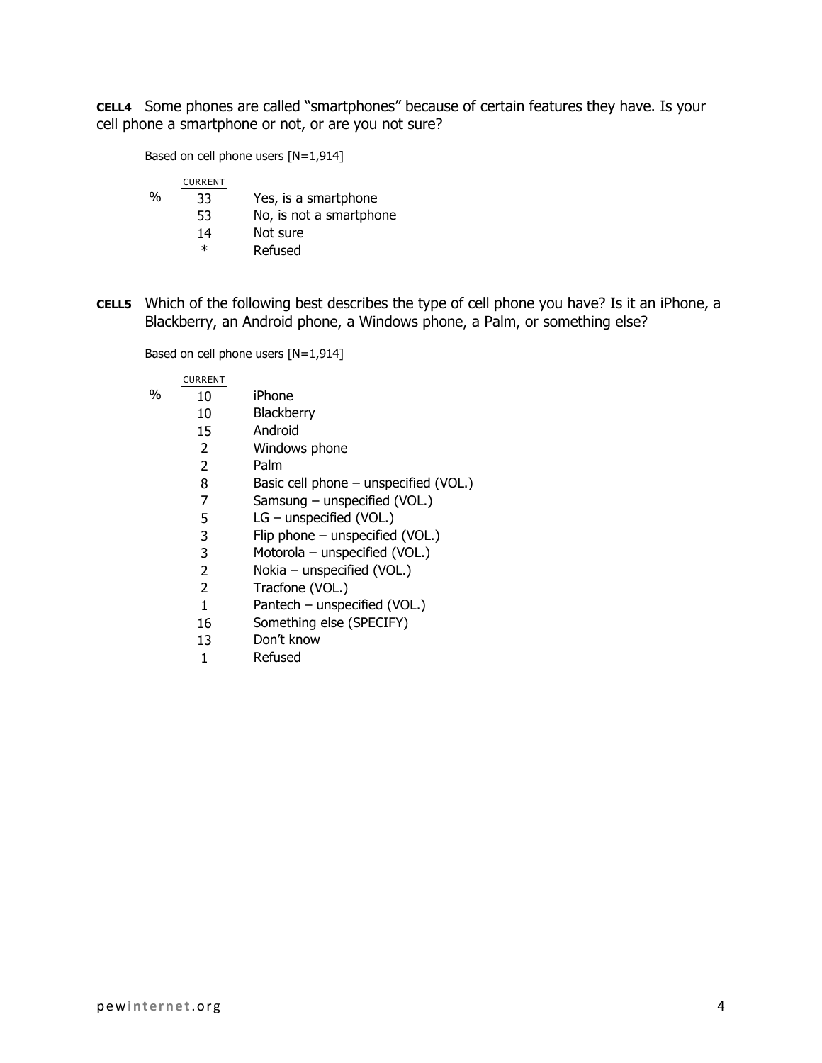**CELL4** Some phones are called "smartphones" because of certain features they have. Is your cell phone a smartphone or not, or are you not sure?

Based on cell phone users [N=1,914]

| % | CURRENT | |
|---|---|---|
| | 33 | Yes, is a smartphone |
| | 53 | No, is not a smartphone |
| | 14 | Not sure |
| | * | Refused |

**CELL5** Which of the following best describes the type of cell phone you have? Is it an iPhone, a Blackberry, an Android phone, a Windows phone, a Palm, or something else?

Based on cell phone users [N=1,914]

| % | CURRENT | |
|---|---|---|
| | 10 | iPhone |
| | 10 | Blackberry |
| | 15 | Android |
| | 2 | Windows phone |
| | 2 | Palm |
| | 8 | Basic cell phone – unspecified (VOL.) |
| | 7 | Samsung – unspecified (VOL.) |
| | 5 | LG – unspecified (VOL.) |
| | 3 | Flip phone – unspecified (VOL.) |
| | 3 | Motorola – unspecified (VOL.) |
| | 2 | Nokia – unspecified (VOL.) |
| | 2 | Tracfone (VOL.) |
| | 1 | Pantech – unspecified (VOL.) |
| | 16 | Something else (SPECIFY) |
| | 13 | Don't know |
| | 1 | Refused |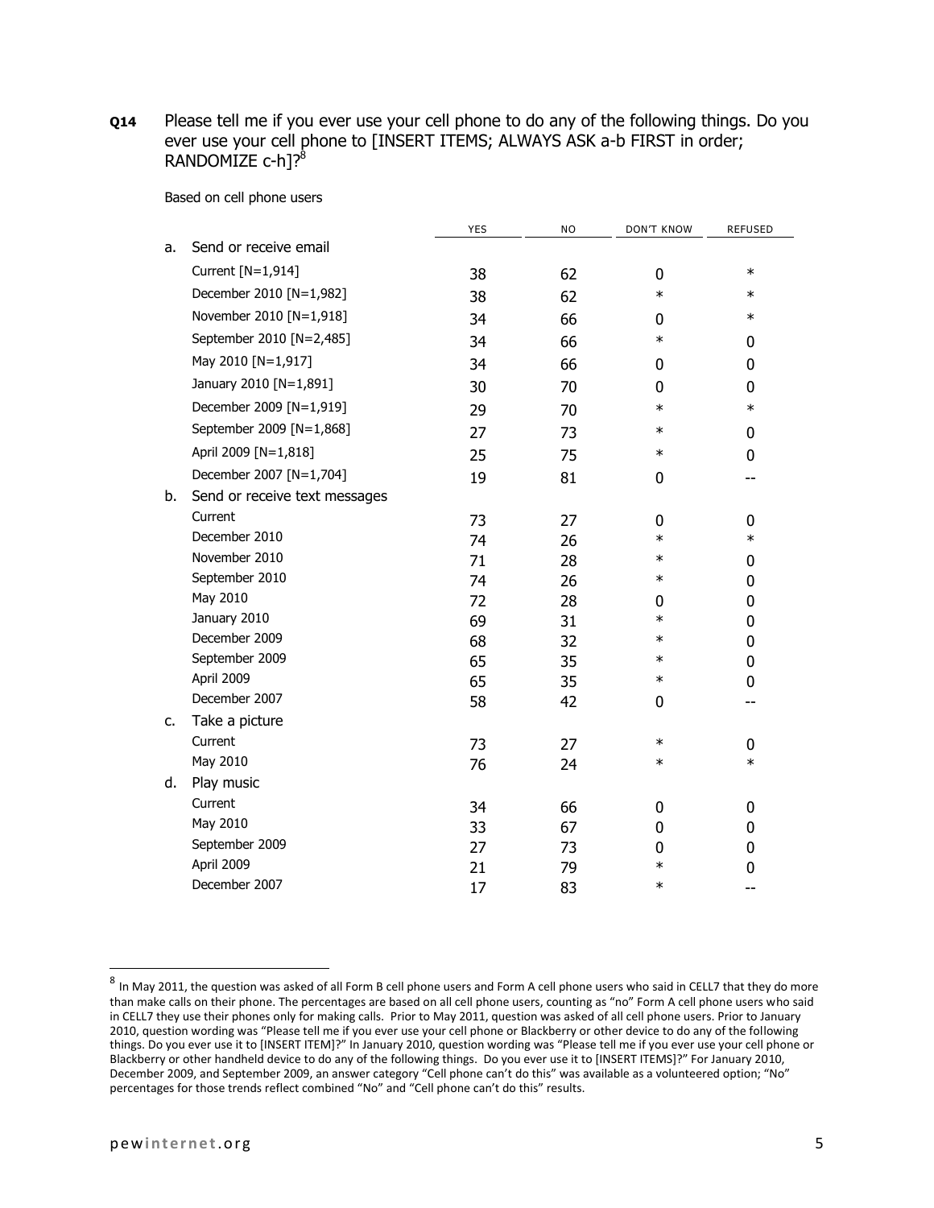**Q14** Please tell me if you ever use your cell phone to do any of the following things. Do you ever use your cell phone to [INSERT ITEMS; ALWAYS ASK a-b FIRST in order; RANDOMIZE c-h]?[8]

Based on cell phone users

| | | YES | NO | DON'T KNOW | REFUSED |
|---|---|---|---|---|---|
| a. | Send or receive email | | | | |
| | Current [N=1,914] | 38 | 62 | 0 | * |
| | December 2010 [N=1,982] | 38 | 62 | * | * |
| | November 2010 [N=1,918] | 34 | 66 | 0 | * |
| | September 2010 [N=2,485] | 34 | 66 | * | 0 |
| | May 2010 [N=1,917] | 34 | 66 | 0 | 0 |
| | January 2010 [N=1,891] | 30 | 70 | 0 | 0 |
| | December 2009 [N=1,919] | 29 | 70 | * | * |
| | September 2009 [N=1,868] | 27 | 73 | * | 0 |
| | April 2009 [N=1,818] | 25 | 75 | * | 0 |
| | December 2007 [N=1,704] | 19 | 81 | 0 | -- |
| b. | Send or receive text messages | | | | |
| | Current | 73 | 27 | 0 | 0 |
| | December 2010 | 74 | 26 | * | * |
| | November 2010 | 71 | 28 | * | 0 |
| | September 2010 | 74 | 26 | * | 0 |
| | May 2010 | 72 | 28 | 0 | 0 |
| | January 2010 | 69 | 31 | * | 0 |
| | December 2009 | 68 | 32 | * | 0 |
| | September 2009 | 65 | 35 | * | 0 |
| | April 2009 | 65 | 35 | * | 0 |
| | December 2007 | 58 | 42 | 0 | -- |
| c. | Take a picture | | | | |
| | Current | 73 | 27 | * | 0 |
| | May 2010 | 76 | 24 | * | * |
| d. | Play music | | | | |
| | Current | 34 | 66 | 0 | 0 |
| | May 2010 | 33 | 67 | 0 | 0 |
| | September 2009 | 27 | 73 | 0 | 0 |
| | April 2009 | 21 | 79 | * | 0 |
| | December 2007 | 17 | 83 | * | -- |

[8] In May 2011, the question was asked of all Form B cell phone users and Form A cell phone users who said in CELL7 that they do more than make calls on their phone. The percentages are based on all cell phone users, counting as "no" Form A cell phone users who said in CELL7 they use their phones only for making calls. Prior to May 2011, question was asked of all cell phone users. Prior to January 2010, question wording was "Please tell me if you ever use your cell phone or Blackberry or other device to do any of the following things. Do you ever use it to [INSERT ITEM]?" In January 2010, question wording was "Please tell me if you ever use your cell phone or Blackberry or other handheld device to do any of the following things. Do you ever use it to [INSERT ITEMS]?" For January 2010, December 2009, and September 2009, an answer category "Cell phone can't do this" was available as a volunteered option; "No" percentages for those trends reflect combined "No" and "Cell phone can't do this" results.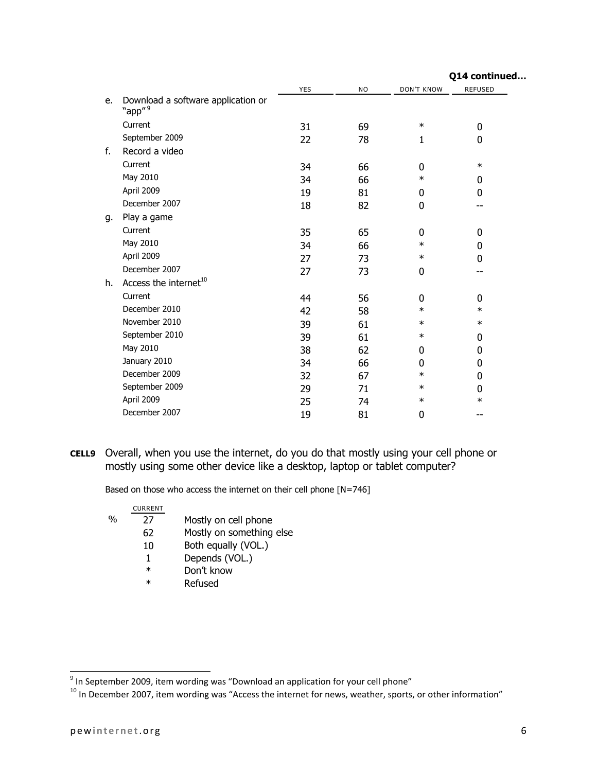**Q14 continued...**

| | | YES | NO | DON'T KNOW | REFUSED |
|---|---|---|---|---|---|
| e. | Download a software application or "app"[9] | | | | |
| | Current | 31 | 69 | * | 0 |
| | September 2009 | 22 | 78 | 1 | 0 |
| f. | Record a video | | | | |
| | Current | 34 | 66 | 0 | * |
| | May 2010 | 34 | 66 | * | 0 |
| | April 2009 | 19 | 81 | 0 | 0 |
| | December 2007 | 18 | 82 | 0 | -- |
| g. | Play a game | | | | |
| | Current | 35 | 65 | 0 | 0 |
| | May 2010 | 34 | 66 | * | 0 |
| | April 2009 | 27 | 73 | * | 0 |
| | December 2007 | 27 | 73 | 0 | -- |
| h. | Access the internet[10] | | | | |
| | Current | 44 | 56 | 0 | 0 |
| | December 2010 | 42 | 58 | * | * |
| | November 2010 | 39 | 61 | * | * |
| | September 2010 | 39 | 61 | * | 0 |
| | May 2010 | 38 | 62 | 0 | 0 |
| | January 2010 | 34 | 66 | 0 | 0 |
| | December 2009 | 32 | 67 | * | 0 |
| | September 2009 | 29 | 71 | * | 0 |
| | April 2009 | 25 | 74 | * | * |
| | December 2007 | 19 | 81 | 0 | -- |

**CELL9** Overall, when you use the internet, do you do that mostly using your cell phone or mostly using some other device like a desktop, laptop or tablet computer?

Based on those who access the internet on their cell phone [N=746]

| | CURRENT | |
|---|---|---|
| % | 27 | Mostly on cell phone |
| | 62 | Mostly on something else |
| | 10 | Both equally (VOL.) |
| | 1 | Depends (VOL.) |
| | * | Don't know |
| | * | Refused |

[9] In September 2009, item wording was "Download an application for your cell phone"

[10] In December 2007, item wording was "Access the internet for news, weather, sports, or other information"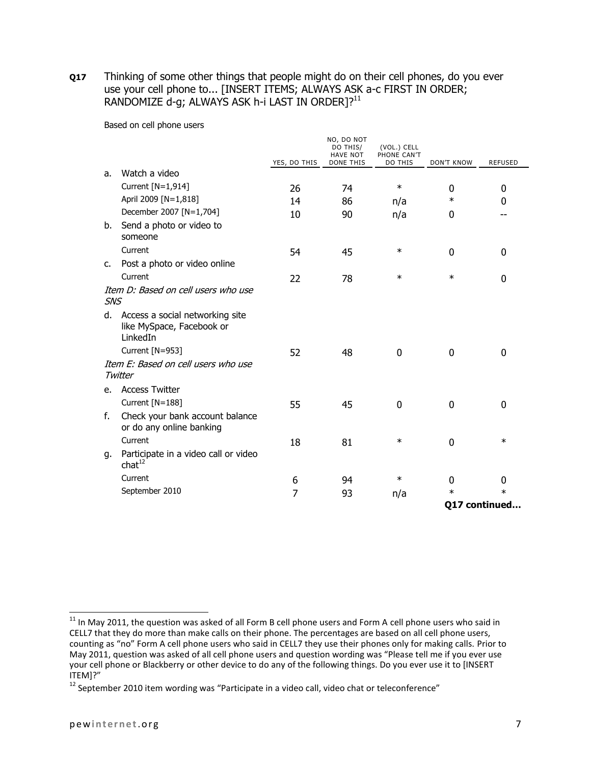**Q17** Thinking of some other things that people might do on their cell phones, do you ever use your cell phone to... [INSERT ITEMS; ALWAYS ASK a-c FIRST IN ORDER; RANDOMIZE d-g; ALWAYS ASK h-i LAST IN ORDER]?[11]

Based on cell phone users

| | YES, DO THIS | NO, DO NOT DO THIS/ HAVE NOT DONE THIS | (VOL.) CELL PHONE CAN'T DO THIS | DON'T KNOW | REFUSED |
|---|---|---|---|---|---|
| a. Watch a video | | | | | |
| Current [N=1,914] | 26 | 74 | * | 0 | 0 |
| April 2009 [N=1,818] | 14 | 86 | n/a | * | 0 |
| December 2007 [N=1,704] | 10 | 90 | n/a | 0 | -- |
| b. Send a photo or video to someone | | | | | |
| Current | 54 | 45 | * | 0 | 0 |
| c. Post a photo or video online | | | | | |
| Current | 22 | 78 | * | * | 0 |
| *Item D: Based on cell users who use SNS* | | | | | |
| d. Access a social networking site like MySpace, Facebook or LinkedIn | | | | | |
| Current [N=953] | 52 | 48 | 0 | 0 | 0 |
| *Item E: Based on cell users who use Twitter* | | | | | |
| e. Access Twitter | | | | | |
| Current [N=188] | 55 | 45 | 0 | 0 | 0 |
| f. Check your bank account balance or do any online banking | | | | | |
| Current | 18 | 81 | * | 0 | * |
| g. Participate in a video call or video chat[12] | | | | | |
| Current | 6 | 94 | * | 0 | 0 |
| September 2010 | 7 | 93 | n/a | * | * |

**Q17 continued...**

[11] In May 2011, the question was asked of all Form B cell phone users and Form A cell phone users who said in CELL7 that they do more than make calls on their phone. The percentages are based on all cell phone users, counting as "no" Form A cell phone users who said in CELL7 they use their phones only for making calls. Prior to May 2011, question was asked of all cell phone users and question wording was "Please tell me if you ever use your cell phone or Blackberry or other device to do any of the following things. Do you ever use it to [INSERT ITEM]?"

[12] September 2010 item wording was "Participate in a video call, video chat or teleconference"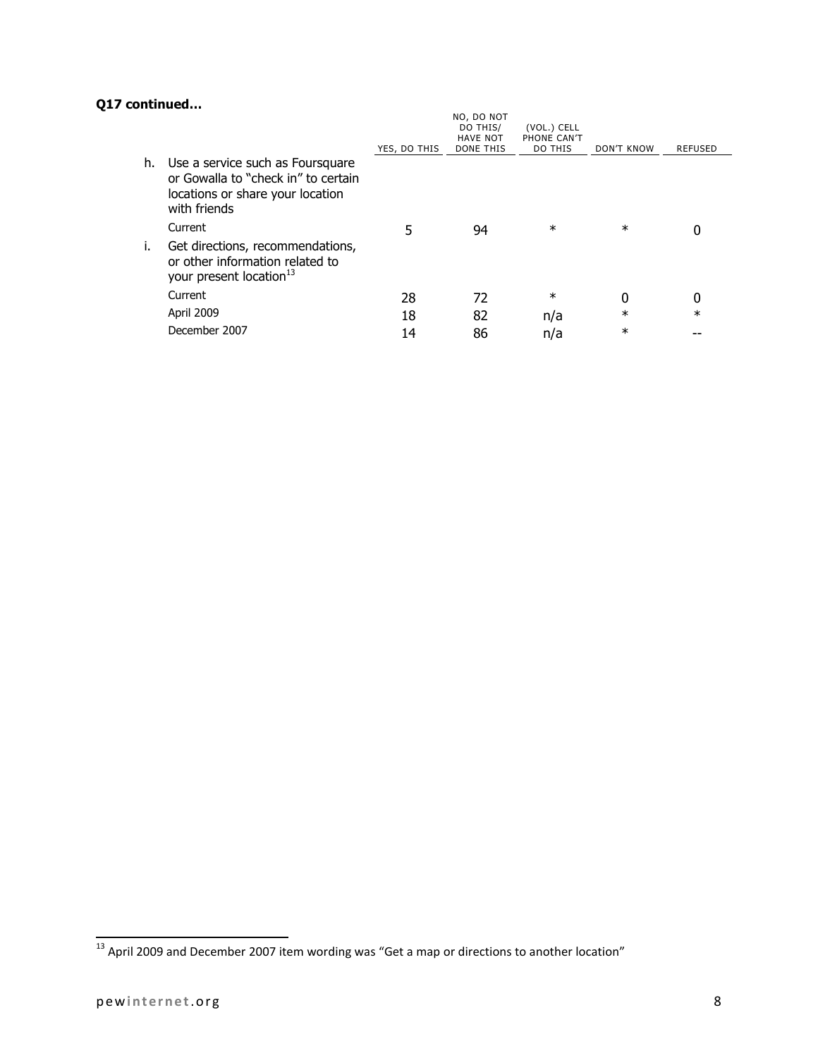**Q17 continued...**

| | | YES, DO THIS | NO, DO NOT DO THIS/ HAVE NOT DONE THIS | (VOL.) CELL PHONE CAN'T DO THIS | DON'T KNOW | REFUSED |
|---|---|---|---|---|---|---|
| h. | Use a service such as Foursquare or Gowalla to "check in" to certain locations or share your location with friends | | | | | |
| | Current | 5 | 94 | * | * | 0 |
| i. | Get directions, recommendations, or other information related to your present location[13] | | | | | |
| | Current | 28 | 72 | * | 0 | 0 |
| | April 2009 | 18 | 82 | n/a | * | * |
| | December 2007 | 14 | 86 | n/a | * | -- |

[13] April 2009 and December 2007 item wording was "Get a map or directions to another location"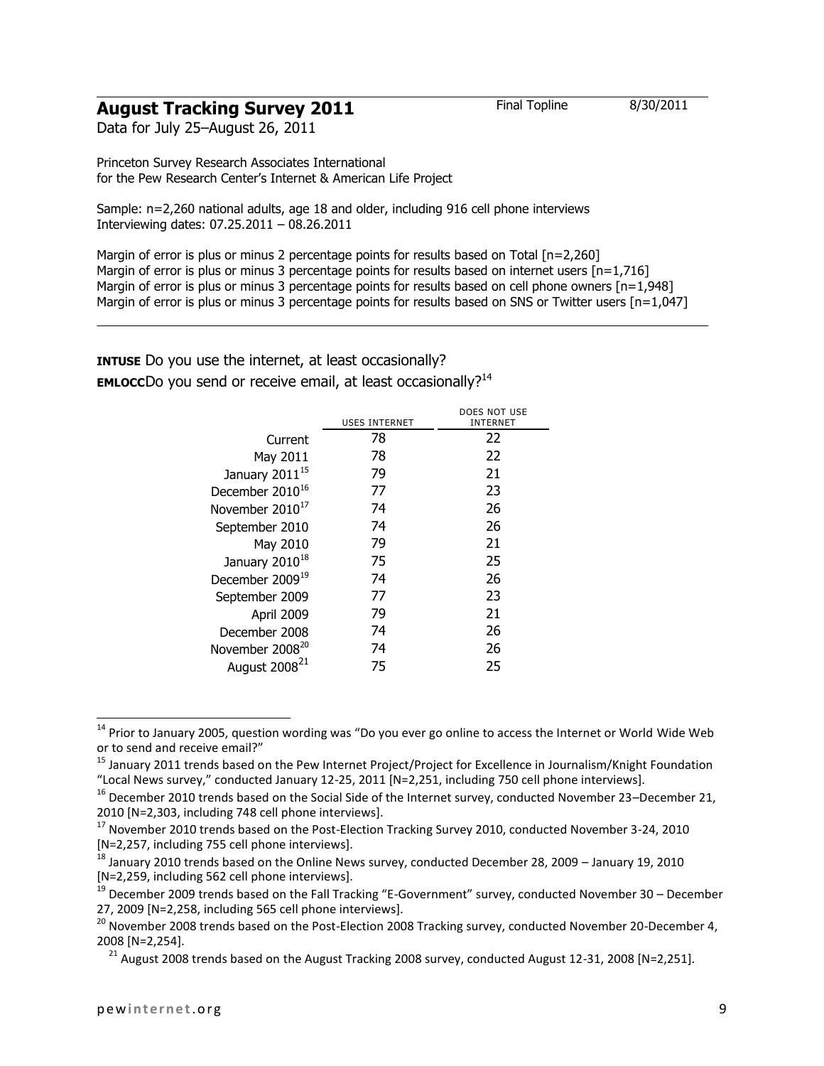## August Tracking Survey 2011

Final Topline 8/30/2011

Data for July 25–August 26, 2011

Princeton Survey Research Associates International
for the Pew Research Center's Internet & American Life Project

Sample: n=2,260 national adults, age 18 and older, including 916 cell phone interviews
Interviewing dates: 07.25.2011 – 08.26.2011

Margin of error is plus or minus 2 percentage points for results based on Total [n=2,260]
Margin of error is plus or minus 3 percentage points for results based on internet users [n=1,716]
Margin of error is plus or minus 3 percentage points for results based on cell phone owners [n=1,948]
Margin of error is plus or minus 3 percentage points for results based on SNS or Twitter users [n=1,047]

**INTUSE** Do you use the internet, at least occasionally?
**EMLOCC** Do you send or receive email, at least occasionally?[14]

| | USES INTERNET | DOES NOT USE INTERNET |
|---|---|---|
| Current | 78 | 22 |
| May 2011 | 78 | 22 |
| January 2011[15] | 79 | 21 |
| December 2010[16] | 77 | 23 |
| November 2010[17] | 74 | 26 |
| September 2010 | 74 | 26 |
| May 2010 | 79 | 21 |
| January 2010[18] | 75 | 25 |
| December 2009[19] | 74 | 26 |
| September 2009 | 77 | 23 |
| April 2009 | 79 | 21 |
| December 2008 | 74 | 26 |
| November 2008[20] | 74 | 26 |
| August 2008[21] | 75 | 25 |

[14] Prior to January 2005, question wording was "Do you ever go online to access the Internet or World Wide Web or to send and receive email?"

[15] January 2011 trends based on the Pew Internet Project/Project for Excellence in Journalism/Knight Foundation "Local News survey," conducted January 12-25, 2011 [N=2,251, including 750 cell phone interviews].

[16] December 2010 trends based on the Social Side of the Internet survey, conducted November 23–December 21, 2010 [N=2,303, including 748 cell phone interviews].

[17] November 2010 trends based on the Post-Election Tracking Survey 2010, conducted November 3-24, 2010 [N=2,257, including 755 cell phone interviews].

[18] January 2010 trends based on the Online News survey, conducted December 28, 2009 – January 19, 2010 [N=2,259, including 562 cell phone interviews].

[19] December 2009 trends based on the Fall Tracking "E-Government" survey, conducted November 30 – December 27, 2009 [N=2,258, including 565 cell phone interviews].

[20] November 2008 trends based on the Post-Election 2008 Tracking survey, conducted November 20-December 4, 2008 [N=2,254].

[21] August 2008 trends based on the August Tracking 2008 survey, conducted August 12-31, 2008 [N=2,251].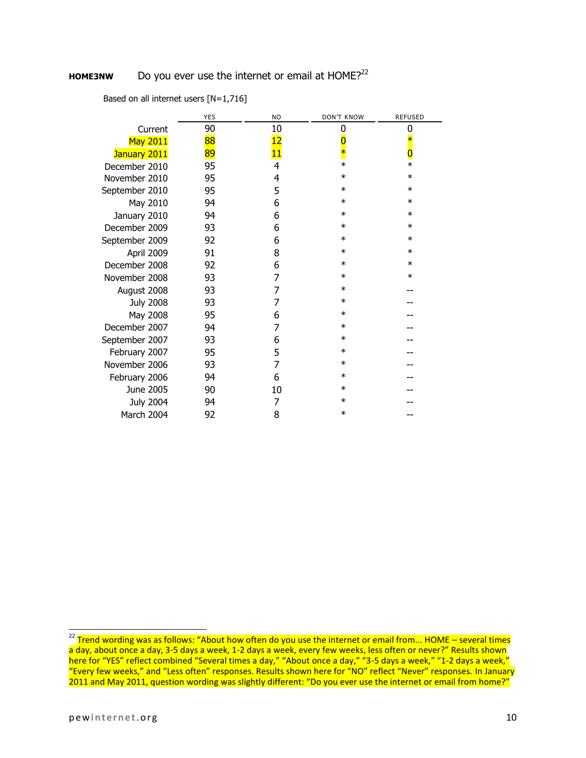**HOME3NW** Do you ever use the internet or email at HOME?[22]

Based on all internet users [N=1,716]

| | YES | NO | DON'T KNOW | REFUSED |
|---|---|---|---|---|
| Current | 90 | 10 | 0 | 0 |
| May 2011 | 88 | 12 | 0 | * |
| January 2011 | 89 | 11 | * | 0 |
| December 2010 | 95 | 4 | * | * |
| November 2010 | 95 | 4 | * | * |
| September 2010 | 95 | 5 | * | * |
| May 2010 | 94 | 6 | * | * |
| January 2010 | 94 | 6 | * | * |
| December 2009 | 93 | 6 | * | * |
| September 2009 | 92 | 6 | * | * |
| April 2009 | 91 | 8 | * | * |
| December 2008 | 92 | 6 | * | * |
| November 2008 | 93 | 7 | * | * |
| August 2008 | 93 | 7 | * | -- |
| July 2008 | 93 | 7 | * | -- |
| May 2008 | 95 | 6 | * | -- |
| December 2007 | 94 | 7 | * | -- |
| September 2007 | 93 | 6 | * | -- |
| February 2007 | 95 | 5 | * | -- |
| November 2006 | 93 | 7 | * | -- |
| February 2006 | 94 | 6 | * | -- |
| June 2005 | 90 | 10 | * | -- |
| July 2004 | 94 | 7 | * | -- |
| March 2004 | 92 | 8 | * | -- |

[22] Trend wording was as follows: "About how often do you use the internet or email from... HOME – several times a day, about once a day, 3-5 days a week, 1-2 days a week, every few weeks, less often or never?" Results shown here for "YES" reflect combined "Several times a day," "About once a day," "3-5 days a week," "1-2 days a week," "Every few weeks," and "Less often" responses. Results shown here for "NO" reflect "Never" responses. In January 2011 and May 2011, question wording was slightly different: "Do you ever use the internet or email from home?"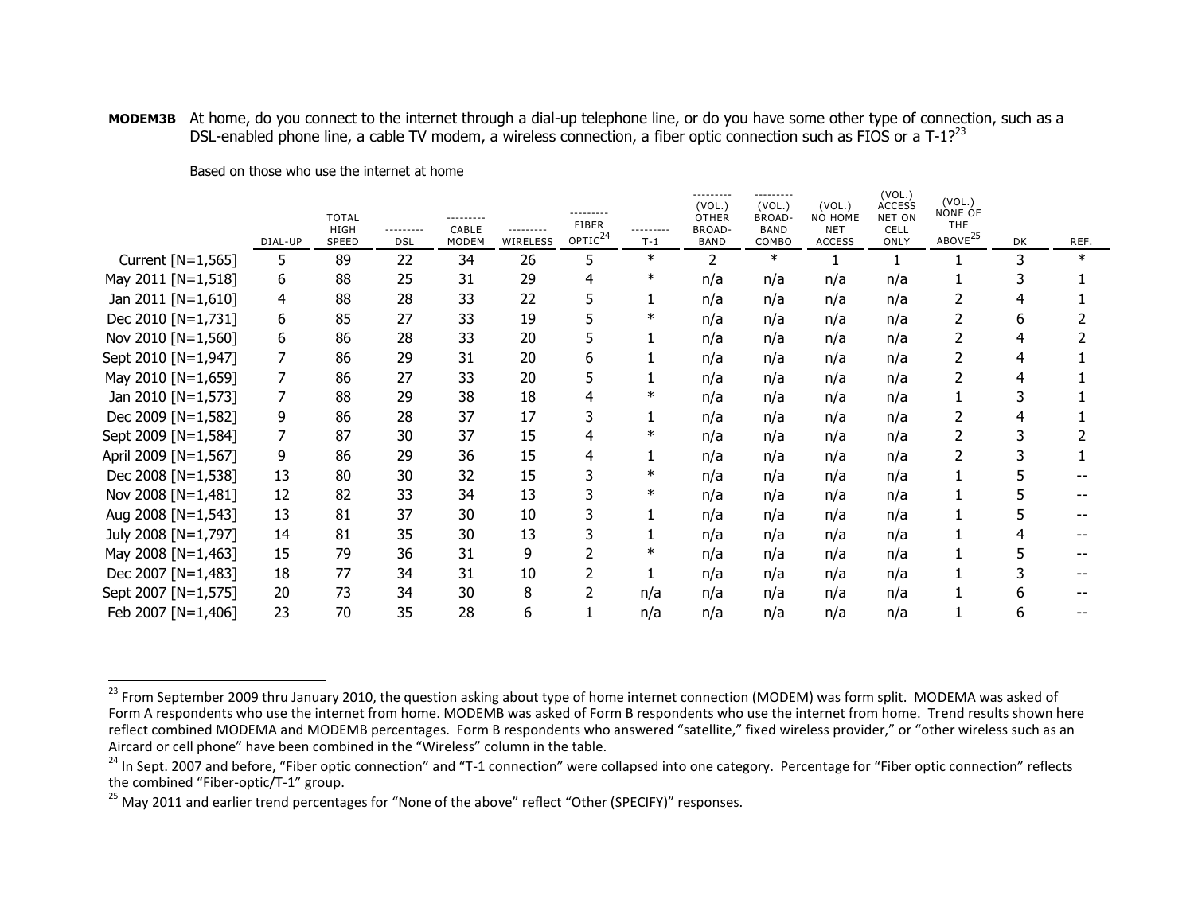**MODEM3B** At home, do you connect to the internet through a dial-up telephone line, or do you have some other type of connection, such as a DSL-enabled phone line, a cable TV modem, a wireless connection, a fiber optic connection such as FIOS or a T-1?[23]

Based on those who use the internet at home

| | DIAL-UP | TOTAL HIGH SPEED | DSL | CABLE MODEM | WIRELESS | FIBER OPTIC[24] | T-1 | (VOL.) OTHER BROAD-BAND | (VOL.) BROAD-BAND COMBO | (VOL.) NO HOME NET ACCESS | (VOL.) ACCESS NET ON CELL ONLY | (VOL.) NONE OF THE ABOVE[25] | DK | REF. |
|---|---|---|---|---|---|---|---|---|---|---|---|---|---|---|
| Current [N=1,565] | 5 | 89 | 22 | 34 | 26 | 5 | * | 2 | * | 1 | 1 | 1 | 3 | * |
| May 2011 [N=1,518] | 6 | 88 | 25 | 31 | 29 | 4 | * | n/a | n/a | n/a | n/a | 1 | 3 | 1 |
| Jan 2011 [N=1,610] | 4 | 88 | 28 | 33 | 22 | 5 | 1 | n/a | n/a | n/a | n/a | 2 | 4 | 1 |
| Dec 2010 [N=1,731] | 6 | 85 | 27 | 33 | 19 | 5 | * | n/a | n/a | n/a | n/a | 2 | 6 | 2 |
| Nov 2010 [N=1,560] | 6 | 86 | 28 | 33 | 20 | 5 | 1 | n/a | n/a | n/a | n/a | 2 | 4 | 2 |
| Sept 2010 [N=1,947] | 7 | 86 | 29 | 31 | 20 | 6 | 1 | n/a | n/a | n/a | n/a | 2 | 4 | 1 |
| May 2010 [N=1,659] | 7 | 86 | 27 | 33 | 20 | 5 | 1 | n/a | n/a | n/a | n/a | 2 | 4 | 1 |
| Jan 2010 [N=1,573] | 7 | 88 | 29 | 38 | 18 | 4 | * | n/a | n/a | n/a | n/a | 1 | 3 | 1 |
| Dec 2009 [N=1,582] | 9 | 86 | 28 | 37 | 17 | 3 | 1 | n/a | n/a | n/a | n/a | 2 | 4 | 1 |
| Sept 2009 [N=1,584] | 7 | 87 | 30 | 37 | 15 | 4 | * | n/a | n/a | n/a | n/a | 2 | 3 | 2 |
| April 2009 [N=1,567] | 9 | 86 | 29 | 36 | 15 | 4 | 1 | n/a | n/a | n/a | n/a | 2 | 3 | 1 |
| Dec 2008 [N=1,538] | 13 | 80 | 30 | 32 | 15 | 3 | * | n/a | n/a | n/a | n/a | 1 | 5 | -- |
| Nov 2008 [N=1,481] | 12 | 82 | 33 | 34 | 13 | 3 | * | n/a | n/a | n/a | n/a | 1 | 5 | -- |
| Aug 2008 [N=1,543] | 13 | 81 | 37 | 30 | 10 | 3 | 1 | n/a | n/a | n/a | n/a | 1 | 5 | -- |
| July 2008 [N=1,797] | 14 | 81 | 35 | 30 | 13 | 3 | 1 | n/a | n/a | n/a | n/a | 1 | 4 | -- |
| May 2008 [N=1,463] | 15 | 79 | 36 | 31 | 9 | 2 | * | n/a | n/a | n/a | n/a | 1 | 5 | -- |
| Dec 2007 [N=1,483] | 18 | 77 | 34 | 31 | 10 | 2 | 1 | n/a | n/a | n/a | n/a | 1 | 3 | -- |
| Sept 2007 [N=1,575] | 20 | 73 | 34 | 30 | 8 | 2 | n/a | n/a | n/a | n/a | n/a | 1 | 6 | -- |
| Feb 2007 [N=1,406] | 23 | 70 | 35 | 28 | 6 | 1 | n/a | n/a | n/a | n/a | n/a | 1 | 6 | -- |

[23] From September 2009 thru January 2010, the question asking about type of home internet connection (MODEM) was form split. MODEMA was asked of Form A respondents who use the internet from home. MODEMB was asked of Form B respondents who use the internet from home. Trend results shown here reflect combined MODEMA and MODEMB percentages. Form B respondents who answered "satellite," fixed wireless provider," or "other wireless such as an Aircard or cell phone" have been combined in the "Wireless" column in the table.

[24] In Sept. 2007 and before, "Fiber optic connection" and "T-1 connection" were collapsed into one category. Percentage for "Fiber optic connection" reflects the combined "Fiber-optic/T-1" group.

[25] May 2011 and earlier trend percentages for "None of the above" reflect "Other (SPECIFY)" responses.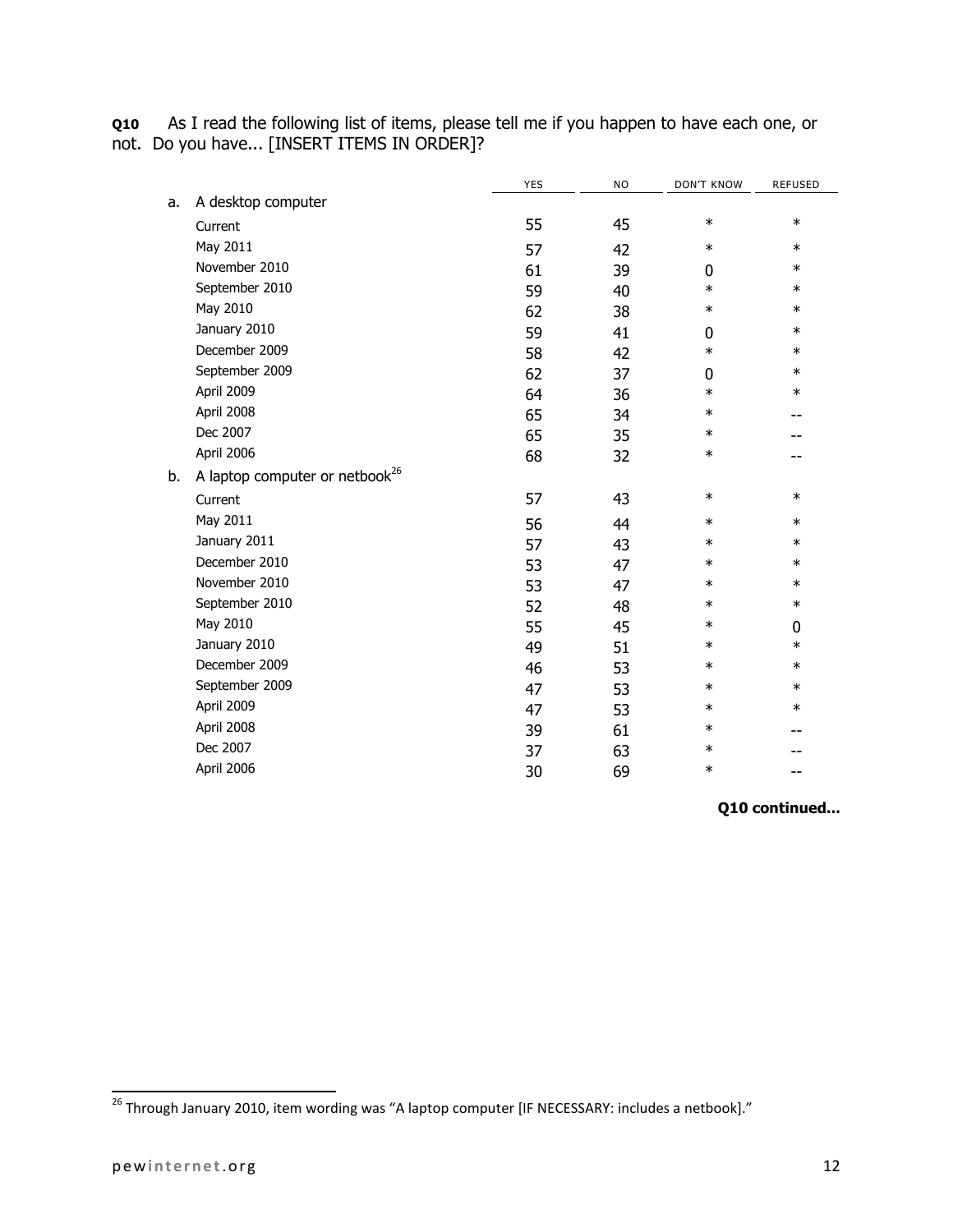**Q10** As I read the following list of items, please tell me if you happen to have each one, or not. Do you have... [INSERT ITEMS IN ORDER]?

| | YES | NO | DON'T KNOW | REFUSED |
|---|---|---|---|---|
| **a. A desktop computer** | | | | |
| Current | 55 | 45 | * | * |
| May 2011 | 57 | 42 | * | * |
| November 2010 | 61 | 39 | 0 | * |
| September 2010 | 59 | 40 | * | * |
| May 2010 | 62 | 38 | * | * |
| January 2010 | 59 | 41 | 0 | * |
| December 2009 | 58 | 42 | * | * |
| September 2009 | 62 | 37 | 0 | * |
| April 2009 | 64 | 36 | * | * |
| April 2008 | 65 | 34 | * | -- |
| Dec 2007 | 65 | 35 | * | -- |
| April 2006 | 68 | 32 | * | -- |
| **b. A laptop computer or netbook**[26] | | | | |
| Current | 57 | 43 | * | * |
| May 2011 | 56 | 44 | * | * |
| January 2011 | 57 | 43 | * | * |
| December 2010 | 53 | 47 | * | * |
| November 2010 | 53 | 47 | * | * |
| September 2010 | 52 | 48 | * | * |
| May 2010 | 55 | 45 | * | 0 |
| January 2010 | 49 | 51 | * | * |
| December 2009 | 46 | 53 | * | * |
| September 2009 | 47 | 53 | * | * |
| April 2009 | 47 | 53 | * | * |
| April 2008 | 39 | 61 | * | -- |
| Dec 2007 | 37 | 63 | * | -- |
| April 2006 | 30 | 69 | * | -- |

**Q10 continued...**

[26] Through January 2010, item wording was "A laptop computer [IF NECESSARY: includes a netbook]."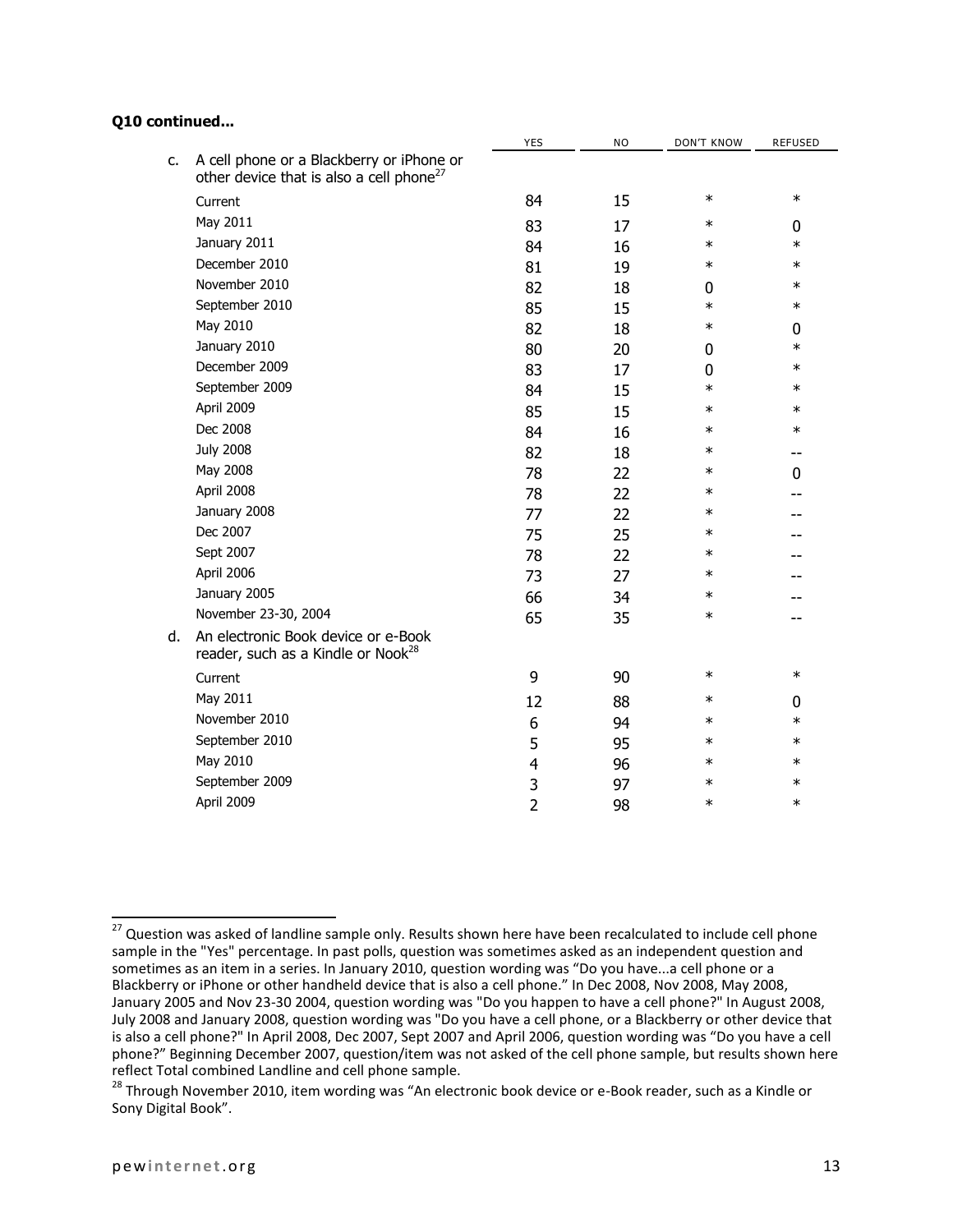**Q10 continued...**

| | | YES | NO | DON'T KNOW | REFUSED |
|---|---|---|---|---|---|
| c. | A cell phone or a Blackberry or iPhone or other device that is also a cell phone[27] | | | | |
| | Current | 84 | 15 | * | * |
| | May 2011 | 83 | 17 | * | 0 |
| | January 2011 | 84 | 16 | * | * |
| | December 2010 | 81 | 19 | * | * |
| | November 2010 | 82 | 18 | 0 | * |
| | September 2010 | 85 | 15 | * | * |
| | May 2010 | 82 | 18 | * | 0 |
| | January 2010 | 80 | 20 | 0 | * |
| | December 2009 | 83 | 17 | 0 | * |
| | September 2009 | 84 | 15 | * | * |
| | April 2009 | 85 | 15 | * | * |
| | Dec 2008 | 84 | 16 | * | * |
| | July 2008 | 82 | 18 | * | -- |
| | May 2008 | 78 | 22 | * | 0 |
| | April 2008 | 78 | 22 | * | -- |
| | January 2008 | 77 | 22 | * | -- |
| | Dec 2007 | 75 | 25 | * | -- |
| | Sept 2007 | 78 | 22 | * | -- |
| | April 2006 | 73 | 27 | * | -- |
| | January 2005 | 66 | 34 | * | -- |
| | November 23-30, 2004 | 65 | 35 | * | -- |
| d. | An electronic Book device or e-Book reader, such as a Kindle or Nook[28] | | | | |
| | Current | 9 | 90 | * | * |
| | May 2011 | 12 | 88 | * | 0 |
| | November 2010 | 6 | 94 | * | * |
| | September 2010 | 5 | 95 | * | * |
| | May 2010 | 4 | 96 | * | * |
| | September 2009 | 3 | 97 | * | * |
| | April 2009 | 2 | 98 | * | * |

[27] Question was asked of landline sample only. Results shown here have been recalculated to include cell phone sample in the "Yes" percentage. In past polls, question was sometimes asked as an independent question and sometimes as an item in a series. In January 2010, question wording was "Do you have...a cell phone or a Blackberry or iPhone or other handheld device that is also a cell phone." In Dec 2008, Nov 2008, May 2008, January 2005 and Nov 23-30 2004, question wording was "Do you happen to have a cell phone?" In August 2008, July 2008 and January 2008, question wording was "Do you have a cell phone, or a Blackberry or other device that is also a cell phone?" In April 2008, Dec 2007, Sept 2007 and April 2006, question wording was "Do you have a cell phone?" Beginning December 2007, question/item was not asked of the cell phone sample, but results shown here reflect Total combined Landline and cell phone sample.

[28] Through November 2010, item wording was "An electronic book device or e-Book reader, such as a Kindle or Sony Digital Book".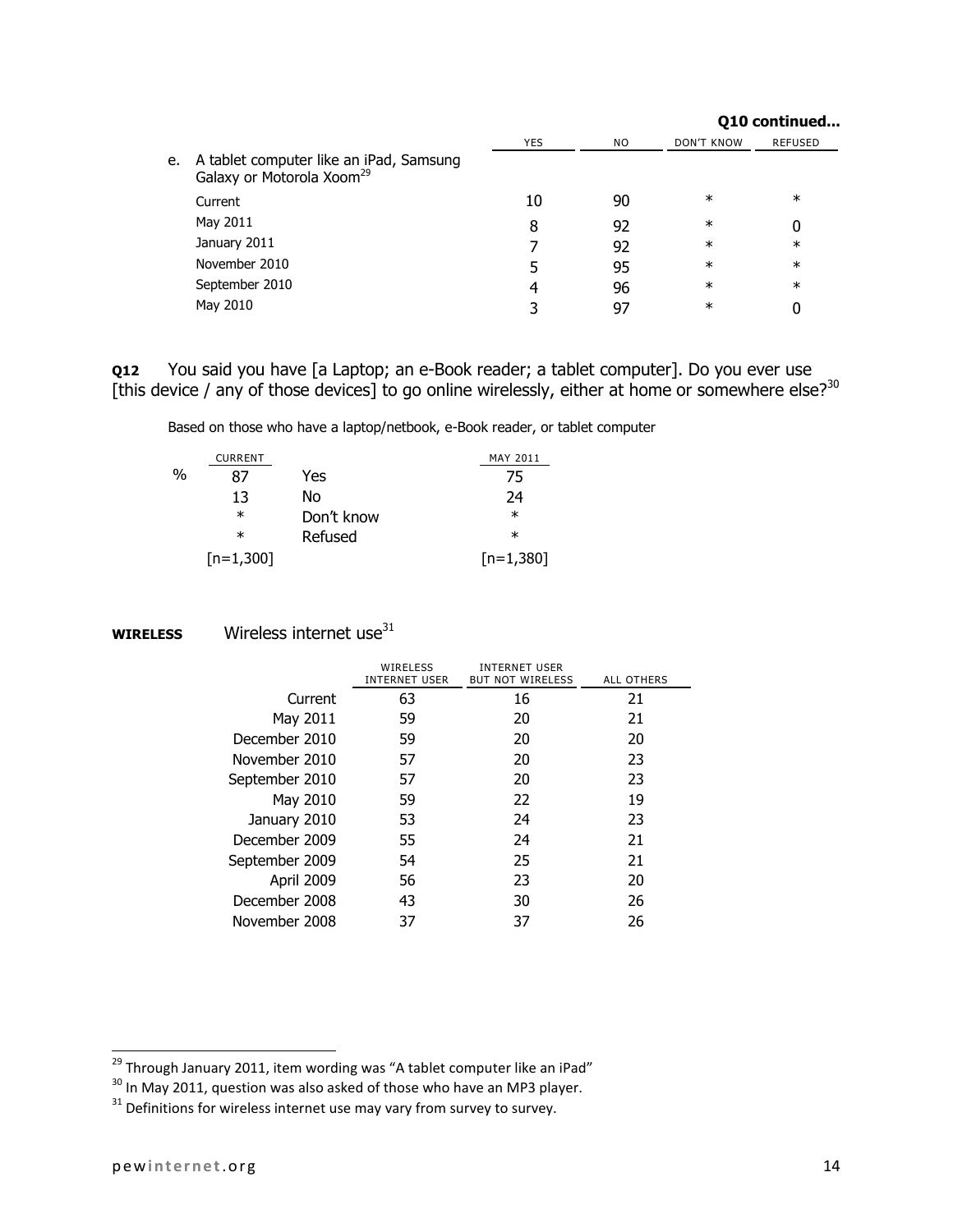**Q10 continued...**

| | YES | NO | DON'T KNOW | REFUSED |
|---|---|---|---|---|
| e. A tablet computer like an iPad, Samsung Galaxy or Motorola Xoom[29] | | | | |
| Current | 10 | 90 | * | * |
| May 2011 | 8 | 92 | * | 0 |
| January 2011 | 7 | 92 | * | * |
| November 2010 | 5 | 95 | * | * |
| September 2010 | 4 | 96 | * | * |
| May 2010 | 3 | 97 | * | 0 |

**Q12** You said you have [a Laptop; an e-Book reader; a tablet computer]. Do you ever use [this device / any of those devices] to go online wirelessly, either at home or somewhere else?[30]

Based on those who have a laptop/netbook, e-Book reader, or tablet computer

| | CURRENT | | MAY 2011 |
|---|---|---|---|
| % | 87 | Yes | 75 |
| | 13 | No | 24 |
| | * | Don't know | * |
| | * | Refused | * |
| | [n=1,300] | | [n=1,380] |

**WIRELESS** Wireless internet use[31]

| | WIRELESS INTERNET USER | INTERNET USER BUT NOT WIRELESS | ALL OTHERS |
|---|---|---|---|
| Current | 63 | 16 | 21 |
| May 2011 | 59 | 20 | 21 |
| December 2010 | 59 | 20 | 20 |
| November 2010 | 57 | 20 | 23 |
| September 2010 | 57 | 20 | 23 |
| May 2010 | 59 | 22 | 19 |
| January 2010 | 53 | 24 | 23 |
| December 2009 | 55 | 24 | 21 |
| September 2009 | 54 | 25 | 21 |
| April 2009 | 56 | 23 | 20 |
| December 2008 | 43 | 30 | 26 |
| November 2008 | 37 | 37 | 26 |

[29] Through January 2011, item wording was "A tablet computer like an iPad"

[30] In May 2011, question was also asked of those who have an MP3 player.

[31] Definitions for wireless internet use may vary from survey to survey.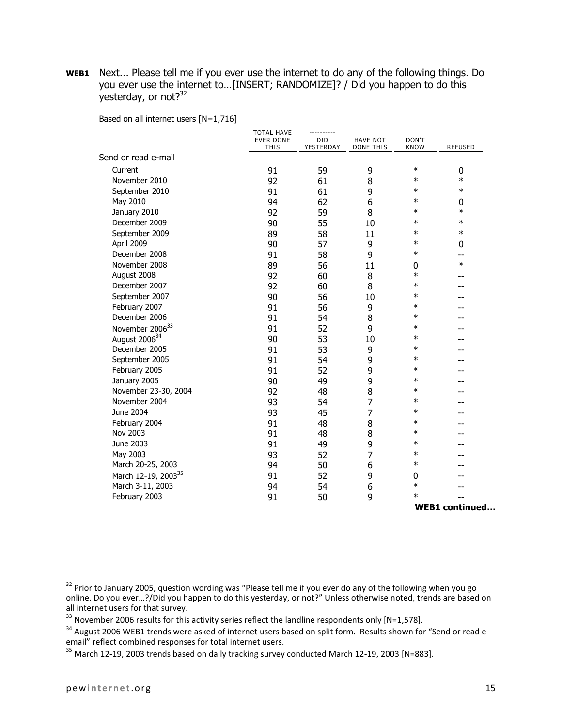**WEB1** Next... Please tell me if you ever use the internet to do any of the following things. Do you ever use the internet to…[INSERT; RANDOMIZE]? / Did you happen to do this yesterday, or not?[32]

Based on all internet users [N=1,716]

| | TOTAL HAVE EVER DONE THIS | ---------- DID YESTERDAY | HAVE NOT DONE THIS | DON'T KNOW | REFUSED |
|---|---|---|---|---|---|
| Send or read e-mail | | | | | |
| Current | 91 | 59 | 9 | * | 0 |
| November 2010 | 92 | 61 | 8 | * | * |
| September 2010 | 91 | 61 | 9 | * | * |
| May 2010 | 94 | 62 | 6 | * | 0 |
| January 2010 | 92 | 59 | 8 | * | * |
| December 2009 | 90 | 55 | 10 | * | * |
| September 2009 | 89 | 58 | 11 | * | * |
| April 2009 | 90 | 57 | 9 | * | 0 |
| December 2008 | 91 | 58 | 9 | * | -- |
| November 2008 | 89 | 56 | 11 | 0 | * |
| August 2008 | 92 | 60 | 8 | * | -- |
| December 2007 | 92 | 60 | 8 | * | -- |
| September 2007 | 90 | 56 | 10 | * | -- |
| February 2007 | 91 | 56 | 9 | * | -- |
| December 2006 | 91 | 54 | 8 | * | -- |
| November 2006[33] | 91 | 52 | 9 | * | -- |
| August 2006[34] | 90 | 53 | 10 | * | -- |
| December 2005 | 91 | 53 | 9 | * | -- |
| September 2005 | 91 | 54 | 9 | * | -- |
| February 2005 | 91 | 52 | 9 | * | -- |
| January 2005 | 90 | 49 | 9 | * | -- |
| November 23-30, 2004 | 92 | 48 | 8 | * | -- |
| November 2004 | 93 | 54 | 7 | * | -- |
| June 2004 | 93 | 45 | 7 | * | -- |
| February 2004 | 91 | 48 | 8 | * | -- |
| Nov 2003 | 91 | 48 | 8 | * | -- |
| June 2003 | 91 | 49 | 9 | * | -- |
| May 2003 | 93 | 52 | 7 | * | -- |
| March 20-25, 2003 | 94 | 50 | 6 | * | -- |
| March 12-19, 2003[35] | 91 | 52 | 9 | 0 | -- |
| March 3-11, 2003 | 94 | 54 | 6 | * | -- |
| February 2003 | 91 | 50 | 9 | * | -- |

**WEB1 continued...**

[32] Prior to January 2005, question wording was "Please tell me if you ever do any of the following when you go online. Do you ever…?/Did you happen to do this yesterday, or not?" Unless otherwise noted, trends are based on all internet users for that survey.

[33] November 2006 results for this activity series reflect the landline respondents only [N=1,578].

[34] August 2006 WEB1 trends were asked of internet users based on split form. Results shown for "Send or read e-email" reflect combined responses for total internet users.

[35] March 12-19, 2003 trends based on daily tracking survey conducted March 12-19, 2003 [N=883].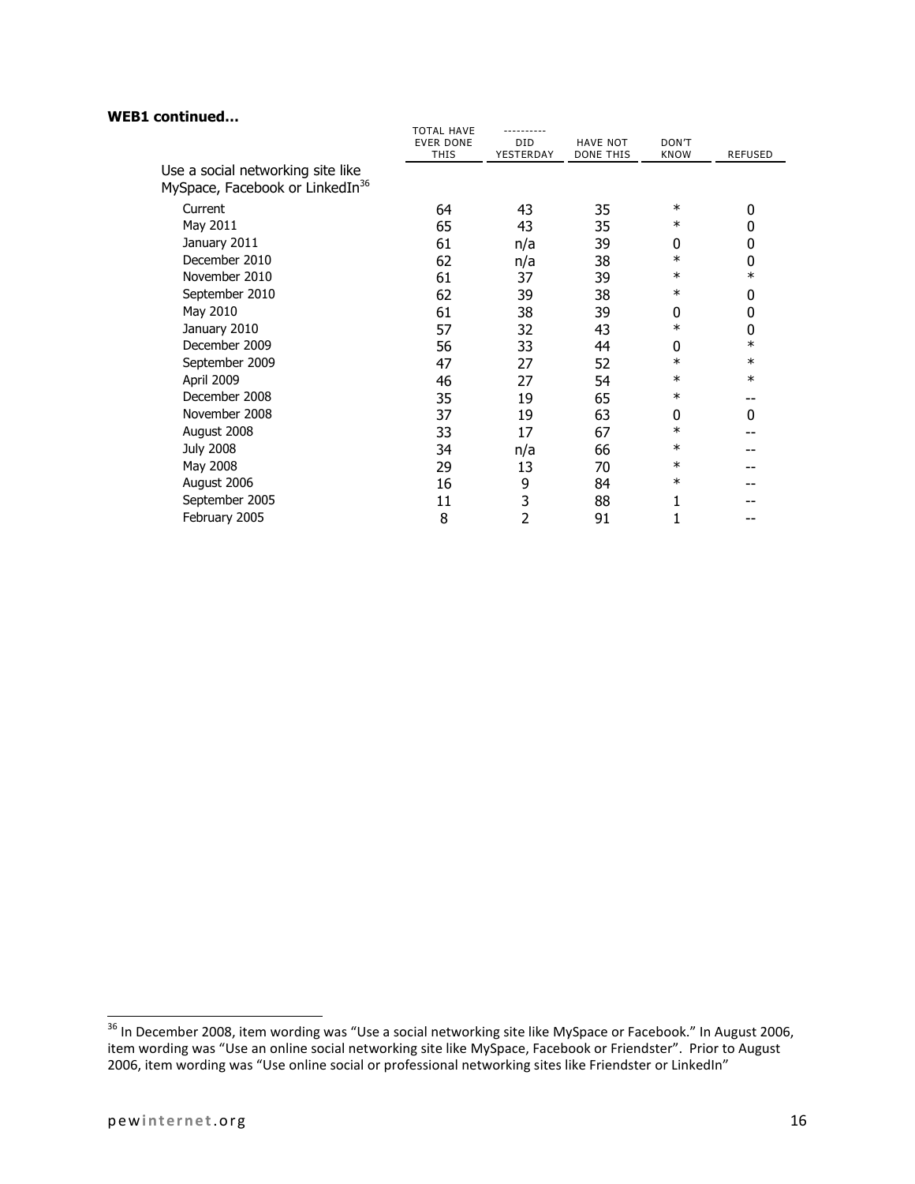**WEB1 continued...**

| | TOTAL HAVE EVER DONE THIS | ---------- DID YESTERDAY | HAVE NOT DONE THIS | DON'T KNOW | REFUSED |
|---|---|---|---|---|---|
| Use a social networking site like MySpace, Facebook or LinkedIn[36] | | | | | |
| Current | 64 | 43 | 35 | * | 0 |
| May 2011 | 65 | 43 | 35 | * | 0 |
| January 2011 | 61 | n/a | 39 | 0 | 0 |
| December 2010 | 62 | n/a | 38 | * | 0 |
| November 2010 | 61 | 37 | 39 | * | * |
| September 2010 | 62 | 39 | 38 | * | 0 |
| May 2010 | 61 | 38 | 39 | 0 | 0 |
| January 2010 | 57 | 32 | 43 | * | 0 |
| December 2009 | 56 | 33 | 44 | 0 | * |
| September 2009 | 47 | 27 | 52 | * | * |
| April 2009 | 46 | 27 | 54 | * | * |
| December 2008 | 35 | 19 | 65 | * | -- |
| November 2008 | 37 | 19 | 63 | 0 | 0 |
| August 2008 | 33 | 17 | 67 | * | -- |
| July 2008 | 34 | n/a | 66 | * | -- |
| May 2008 | 29 | 13 | 70 | * | -- |
| August 2006 | 16 | 9 | 84 | * | -- |
| September 2005 | 11 | 3 | 88 | 1 | -- |
| February 2005 | 8 | 2 | 91 | 1 | -- |

[36] In December 2008, item wording was "Use a social networking site like MySpace or Facebook." In August 2006, item wording was "Use an online social networking site like MySpace, Facebook or Friendster". Prior to August 2006, item wording was "Use online social or professional networking sites like Friendster or LinkedIn"